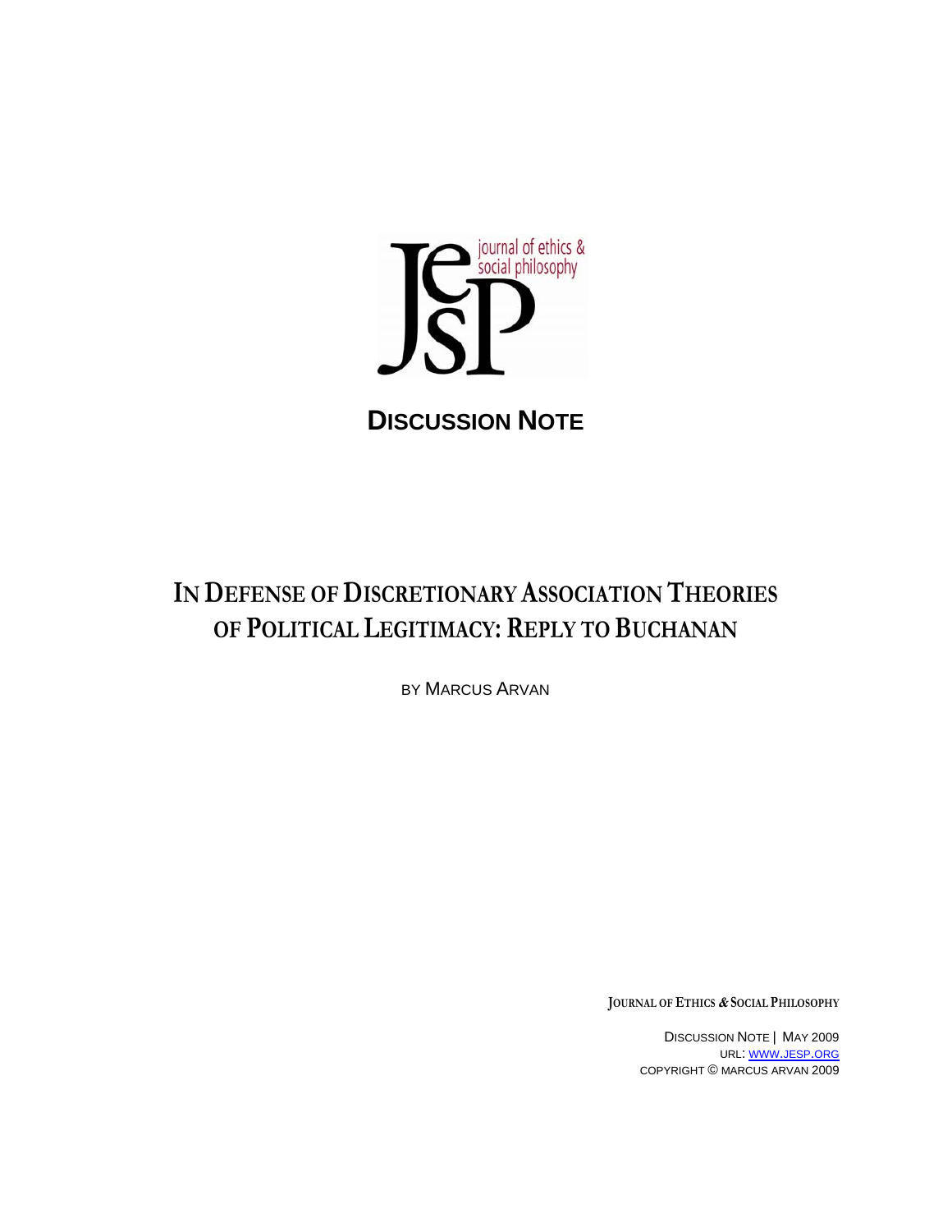journal of ethics & social philosophy

**DISCUSSION NOTE**

# IN DEFENSE OF DISCRETIONARY ASSOCIATION THEORIES OF POLITICAL LEGITIMACY: REPLY TO BUCHANAN

BY MARCUS ARVAN

JOURNAL OF ETHICS & SOCIAL PHILOSOPHY

DISCUSSION NOTE | MAY 2009
URL: WWW.JESP.ORG
COPYRIGHT © MARCUS ARVAN 2009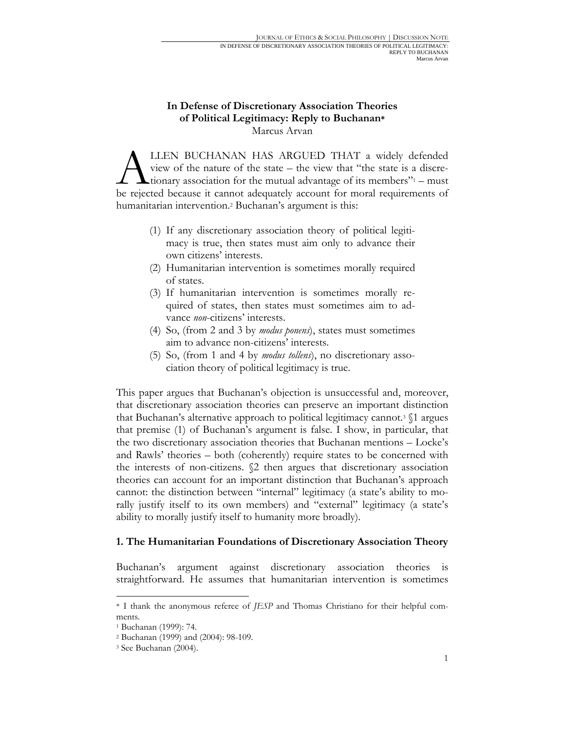# In Defense of Discretionary Association Theories of Political Legitimacy: Reply to Buchanan*

Marcus Arvan

ALLEN BUCHANAN HAS ARGUED THAT a widely defended view of the nature of the state – the view that "the state is a discretionary association for the mutual advantage of its members"[1] – must be rejected because it cannot adequately account for moral requirements of humanitarian intervention.[2] Buchanan's argument is this:

> (1) If any discretionary association theory of political legitimacy is true, then states must aim only to advance their own citizens' interests.
>
> (2) Humanitarian intervention is sometimes morally required of states.
>
> (3) If humanitarian intervention is sometimes morally required of states, then states must sometimes aim to advance *non*-citizens' interests.
>
> (4) So, (from 2 and 3 by *modus ponens*), states must sometimes aim to advance non-citizens' interests.
>
> (5) So, (from 1 and 4 by *modus tollens*), no discretionary association theory of political legitimacy is true.

This paper argues that Buchanan's objection is unsuccessful and, moreover, that discretionary association theories can preserve an important distinction that Buchanan's alternative approach to political legitimacy cannot.[3] §1 argues that premise (1) of Buchanan's argument is false. I show, in particular, that the two discretionary association theories that Buchanan mentions – Locke's and Rawls' theories – both (coherently) require states to be concerned with the interests of non-citizens. §2 then argues that discretionary association theories can account for an important distinction that Buchanan's approach cannot: the distinction between "internal" legitimacy (a state's ability to morally justify itself to its own members) and "external" legitimacy (a state's ability to morally justify itself to humanity more broadly).

## 1. The Humanitarian Foundations of Discretionary Association Theory

Buchanan's argument against discretionary association theories is straightforward. He assumes that humanitarian intervention is sometimes

---

* I thank the anonymous referee of *JESP* and Thomas Christiano for their helpful comments.

[1] Buchanan (1999): 74.

[2] Buchanan (1999) and (2004): 98-109.

[3] See Buchanan (2004).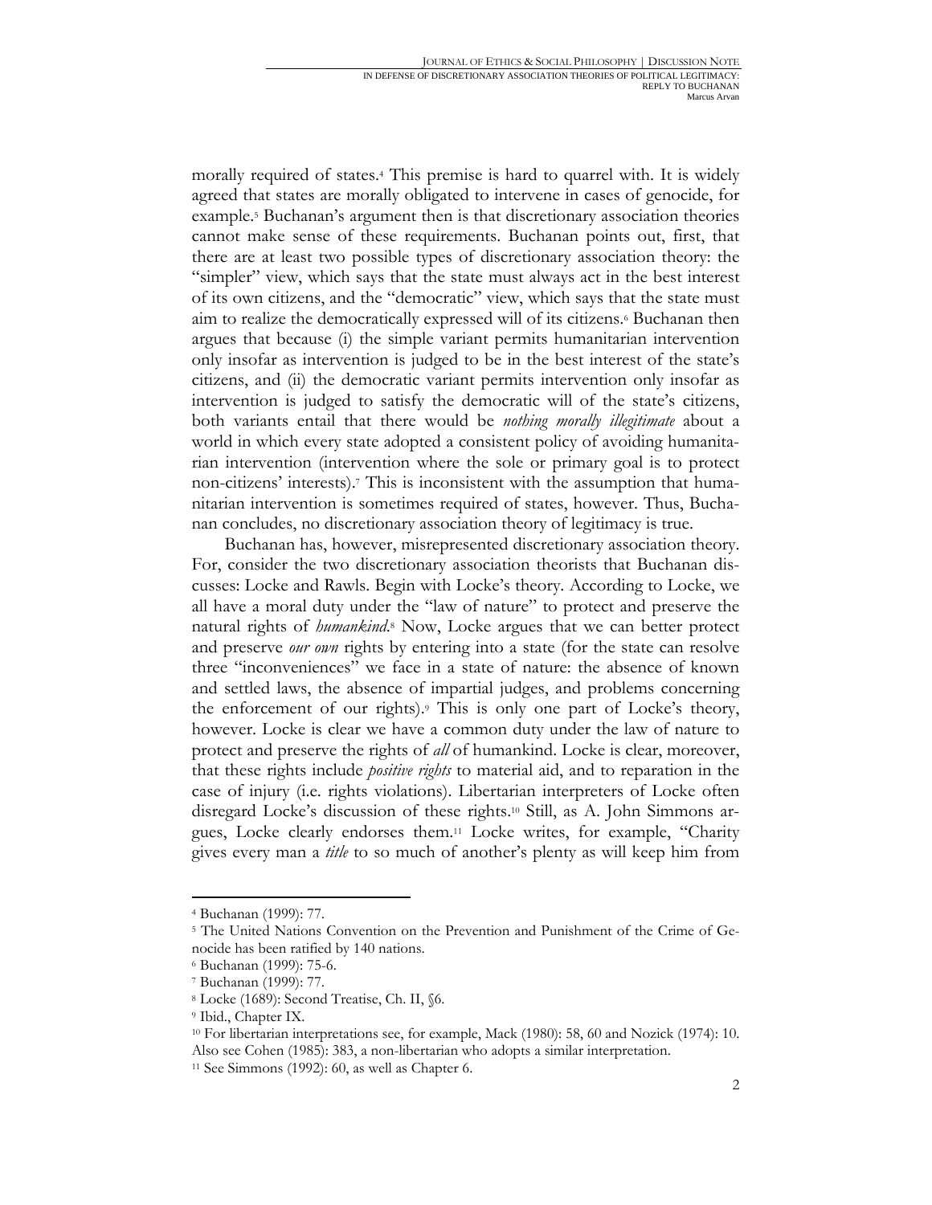morally required of states.[4] This premise is hard to quarrel with. It is widely agreed that states are morally obligated to intervene in cases of genocide, for example.[5] Buchanan's argument then is that discretionary association theories cannot make sense of these requirements. Buchanan points out, first, that there are at least two possible types of discretionary association theory: the "simpler" view, which says that the state must always act in the best interest of its own citizens, and the "democratic" view, which says that the state must aim to realize the democratically expressed will of its citizens.[6] Buchanan then argues that because (i) the simple variant permits humanitarian intervention only insofar as intervention is judged to be in the best interest of the state's citizens, and (ii) the democratic variant permits intervention only insofar as intervention is judged to satisfy the democratic will of the state's citizens, both variants entail that there would be *nothing morally illegitimate* about a world in which every state adopted a consistent policy of avoiding humanitarian intervention (intervention where the sole or primary goal is to protect non-citizens' interests).[7] This is inconsistent with the assumption that humanitarian intervention is sometimes required of states, however. Thus, Buchanan concludes, no discretionary association theory of legitimacy is true.

Buchanan has, however, misrepresented discretionary association theory. For, consider the two discretionary association theorists that Buchanan discusses: Locke and Rawls. Begin with Locke's theory. According to Locke, we all have a moral duty under the "law of nature" to protect and preserve the natural rights of *humankind*.[8] Now, Locke argues that we can better protect and preserve *our own* rights by entering into a state (for the state can resolve three "inconveniences" we face in a state of nature: the absence of known and settled laws, the absence of impartial judges, and problems concerning the enforcement of our rights).[9] This is only one part of Locke's theory, however. Locke is clear we have a common duty under the law of nature to protect and preserve the rights of *all* of humankind. Locke is clear, moreover, that these rights include *positive rights* to material aid, and to reparation in the case of injury (i.e. rights violations). Libertarian interpreters of Locke often disregard Locke's discussion of these rights.[10] Still, as A. John Simmons argues, Locke clearly endorses them.[11] Locke writes, for example, "Charity gives every man a *title* to so much of another's plenty as will keep him from

---

[4] Buchanan (1999): 77.

[5] The United Nations Convention on the Prevention and Punishment of the Crime of Genocide has been ratified by 140 nations.

[6] Buchanan (1999): 75-6.

[7] Buchanan (1999): 77.

[8] Locke (1689): Second Treatise, Ch. II, §6.

[9] Ibid., Chapter IX.

[10] For libertarian interpretations see, for example, Mack (1980): 58, 60 and Nozick (1974): 10. Also see Cohen (1985): 383, a non-libertarian who adopts a similar interpretation.

[11] See Simmons (1992): 60, as well as Chapter 6.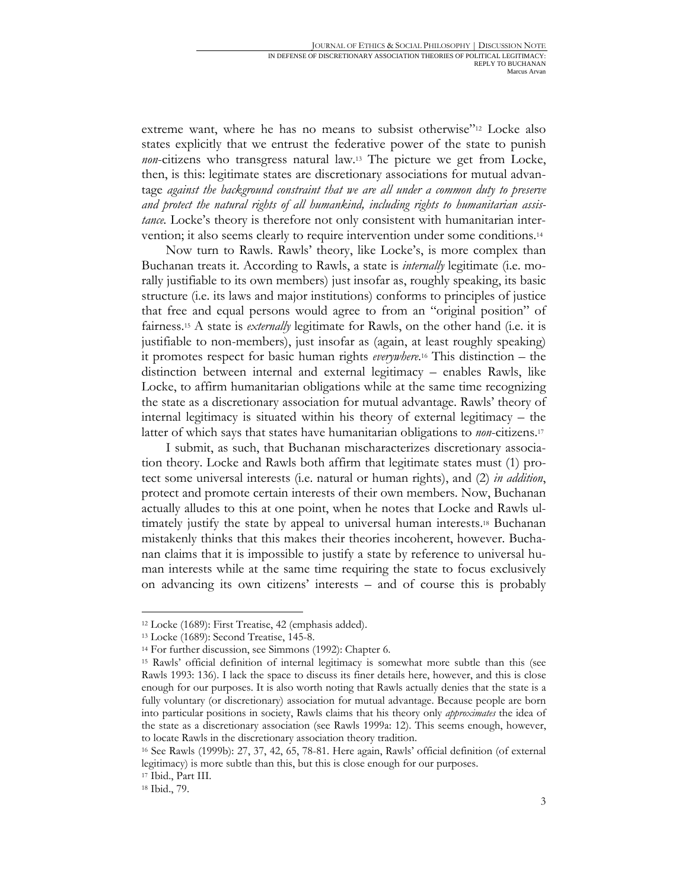extreme want, where he has no means to subsist otherwise"[12] Locke also states explicitly that we entrust the federative power of the state to punish *non*-citizens who transgress natural law.[13] The picture we get from Locke, then, is this: legitimate states are discretionary associations for mutual advantage *against the background constraint that we are all under a common duty to preserve and protect the natural rights of all humankind, including rights to humanitarian assistance.* Locke's theory is therefore not only consistent with humanitarian intervention; it also seems clearly to require intervention under some conditions.[14]

Now turn to Rawls. Rawls' theory, like Locke's, is more complex than Buchanan treats it. According to Rawls, a state is *internally* legitimate (i.e. morally justifiable to its own members) just insofar as, roughly speaking, its basic structure (i.e. its laws and major institutions) conforms to principles of justice that free and equal persons would agree to from an "original position" of fairness.[15] A state is *externally* legitimate for Rawls, on the other hand (i.e. it is justifiable to non-members), just insofar as (again, at least roughly speaking) it promotes respect for basic human rights *everywhere*.[16] This distinction – the distinction between internal and external legitimacy – enables Rawls, like Locke, to affirm humanitarian obligations while at the same time recognizing the state as a discretionary association for mutual advantage. Rawls' theory of internal legitimacy is situated within his theory of external legitimacy – the latter of which says that states have humanitarian obligations to *non*-citizens.[17]

I submit, as such, that Buchanan mischaracterizes discretionary association theory. Locke and Rawls both affirm that legitimate states must (1) protect some universal interests (i.e. natural or human rights), and (2) *in addition*, protect and promote certain interests of their own members. Now, Buchanan actually alludes to this at one point, when he notes that Locke and Rawls ultimately justify the state by appeal to universal human interests.[18] Buchanan mistakenly thinks that this makes their theories incoherent, however. Buchanan claims that it is impossible to justify a state by reference to universal human interests while at the same time requiring the state to focus exclusively on advancing its own citizens' interests – and of course this is probably

---

[12] Locke (1689): First Treatise, 42 (emphasis added).

[13] Locke (1689): Second Treatise, 145-8.

[14] For further discussion, see Simmons (1992): Chapter 6.

[15] Rawls' official definition of internal legitimacy is somewhat more subtle than this (see Rawls 1993: 136). I lack the space to discuss its finer details here, however, and this is close enough for our purposes. It is also worth noting that Rawls actually denies that the state is a fully voluntary (or discretionary) association for mutual advantage. Because people are born into particular positions in society, Rawls claims that his theory only *approximates* the idea of the state as a discretionary association (see Rawls 1999a: 12). This seems enough, however, to locate Rawls in the discretionary association theory tradition.

[16] See Rawls (1999b): 27, 37, 42, 65, 78-81. Here again, Rawls' official definition (of external legitimacy) is more subtle than this, but this is close enough for our purposes.

[17] Ibid., Part III.

[18] Ibid., 79.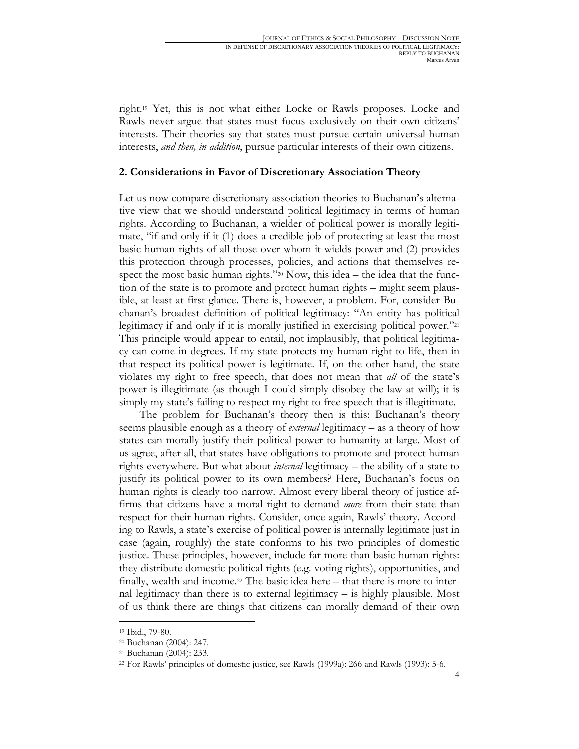right.[19] Yet, this is not what either Locke or Rawls proposes. Locke and Rawls never argue that states must focus exclusively on their own citizens' interests. Their theories say that states must pursue certain universal human interests, *and then, in addition*, pursue particular interests of their own citizens.

## 2. Considerations in Favor of Discretionary Association Theory

Let us now compare discretionary association theories to Buchanan's alternative view that we should understand political legitimacy in terms of human rights. According to Buchanan, a wielder of political power is morally legitimate, "if and only if it (1) does a credible job of protecting at least the most basic human rights of all those over whom it wields power and (2) provides this protection through processes, policies, and actions that themselves respect the most basic human rights."[20] Now, this idea – the idea that the function of the state is to promote and protect human rights – might seem plausible, at least at first glance. There is, however, a problem. For, consider Buchanan's broadest definition of political legitimacy: "An entity has political legitimacy if and only if it is morally justified in exercising political power."[21] This principle would appear to entail, not implausibly, that political legitimacy can come in degrees. If my state protects my human right to life, then in that respect its political power is legitimate. If, on the other hand, the state violates my right to free speech, that does not mean that *all* of the state's power is illegitimate (as though I could simply disobey the law at will); it is simply my state's failing to respect my right to free speech that is illegitimate.

The problem for Buchanan's theory then is this: Buchanan's theory seems plausible enough as a theory of *external* legitimacy – as a theory of how states can morally justify their political power to humanity at large. Most of us agree, after all, that states have obligations to promote and protect human rights everywhere. But what about *internal* legitimacy – the ability of a state to justify its political power to its own members? Here, Buchanan's focus on human rights is clearly too narrow. Almost every liberal theory of justice affirms that citizens have a moral right to demand *more* from their state than respect for their human rights. Consider, once again, Rawls' theory. According to Rawls, a state's exercise of political power is internally legitimate just in case (again, roughly) the state conforms to his two principles of domestic justice. These principles, however, include far more than basic human rights: they distribute domestic political rights (e.g. voting rights), opportunities, and finally, wealth and income.[22] The basic idea here – that there is more to internal legitimacy than there is to external legitimacy – is highly plausible. Most of us think there are things that citizens can morally demand of their own

---

[19] Ibid., 79-80.

[20] Buchanan (2004): 247.

[21] Buchanan (2004): 233.

[22] For Rawls' principles of domestic justice, see Rawls (1999a): 266 and Rawls (1993): 5-6.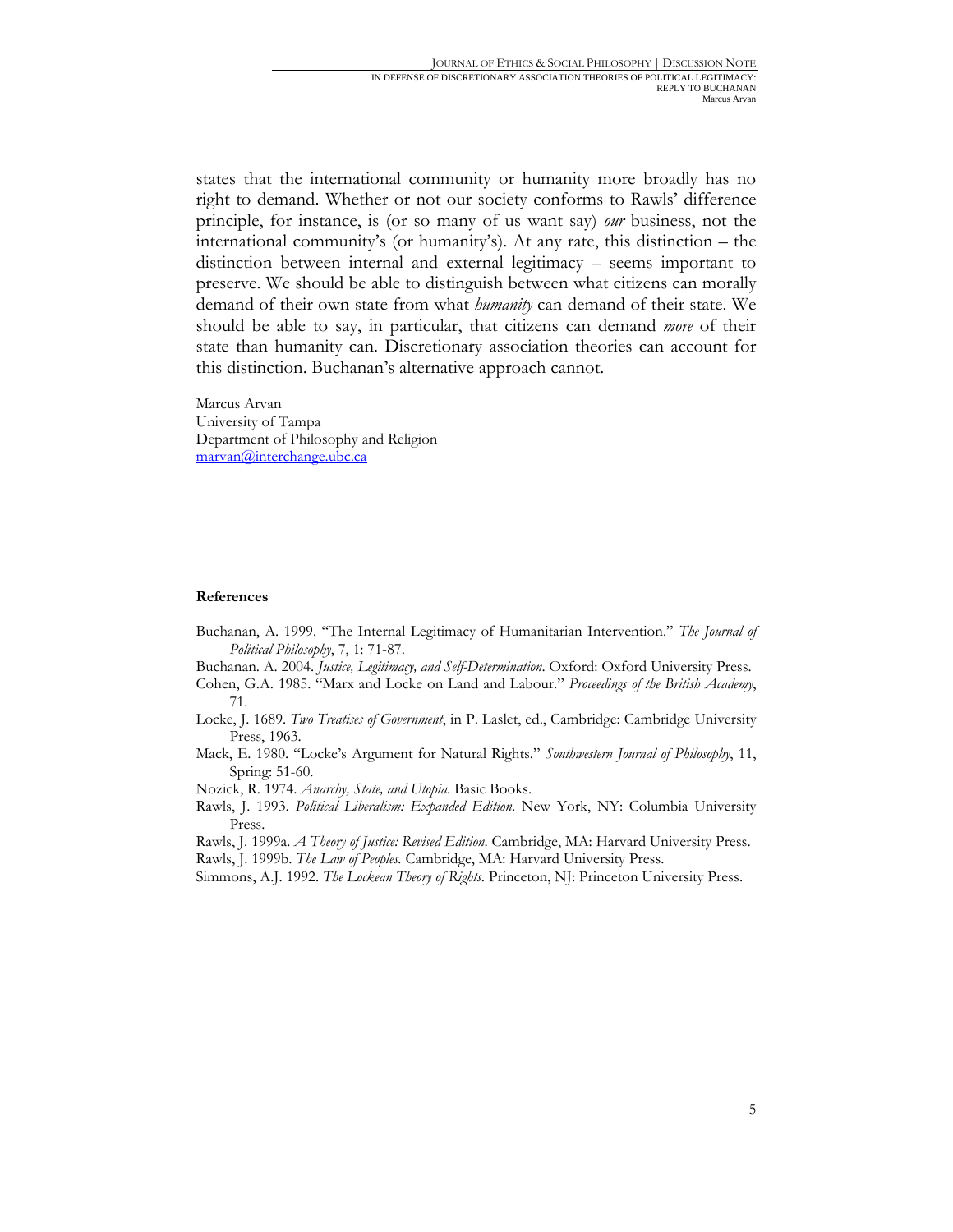states that the international community or humanity more broadly has no right to demand. Whether or not our society conforms to Rawls' difference principle, for instance, is (or so many of us want say) *our* business, not the international community's (or humanity's). At any rate, this distinction – the distinction between internal and external legitimacy – seems important to preserve. We should be able to distinguish between what citizens can morally demand of their own state from what *humanity* can demand of their state. We should be able to say, in particular, that citizens can demand *more* of their state than humanity can. Discretionary association theories can account for this distinction. Buchanan's alternative approach cannot.

Marcus Arvan
University of Tampa
Department of Philosophy and Religion
marvan@interchange.ubc.ca

**References**

Buchanan, A. 1999. "The Internal Legitimacy of Humanitarian Intervention." *The Journal of Political Philosophy*, 7, 1: 71-87.

Buchanan. A. 2004. *Justice, Legitimacy, and Self-Determination*. Oxford: Oxford University Press.

Cohen, G.A. 1985. "Marx and Locke on Land and Labour." *Proceedings of the British Academy*, 71.

Locke, J. 1689. *Two Treatises of Government*, in P. Laslet, ed., Cambridge: Cambridge University Press, 1963.

Mack, E. 1980. "Locke's Argument for Natural Rights." *Southwestern Journal of Philosophy*, 11, Spring: 51-60.

Nozick, R. 1974. *Anarchy, State, and Utopia*. Basic Books.

Rawls, J. 1993. *Political Liberalism: Expanded Edition*. New York, NY: Columbia University Press.

Rawls, J. 1999a. *A Theory of Justice: Revised Edition*. Cambridge, MA: Harvard University Press.

Rawls, J. 1999b. *The Law of Peoples*. Cambridge, MA: Harvard University Press.

Simmons, A.J. 1992. *The Lockean Theory of Rights*. Princeton, NJ: Princeton University Press.